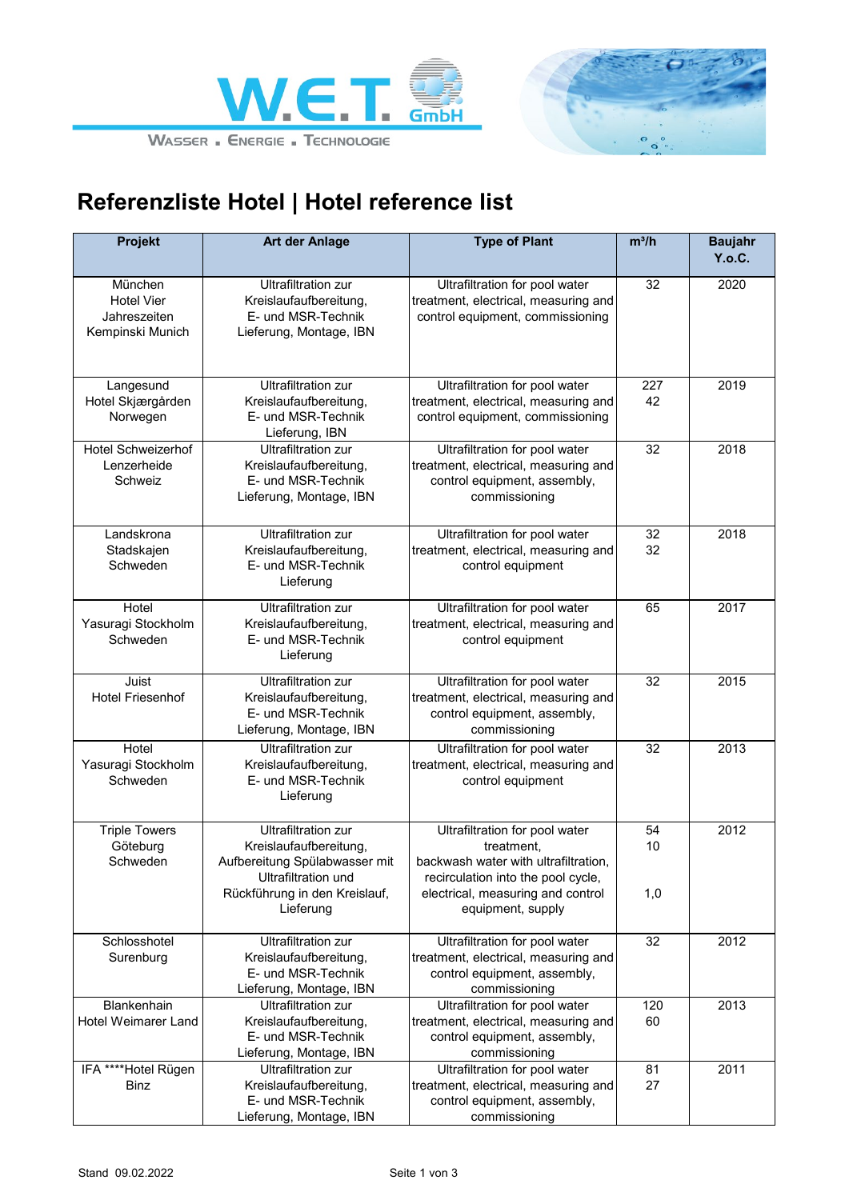W.E.T. GmbH

WASSER . ENERGIE . TECHNOLOGIE

# Referenzliste Hotel | Hotel reference list

| Projekt | Art der Anlage | Type of Plant | m³/h | Baujahr Y.o.C. |
|---|---|---|---|---|
| München Hotel Vier Jahreszeiten Kempinski Munich | Ultrafiltration zur Kreislaufaufbereitung, E- und MSR-Technik Lieferung, Montage, IBN | Ultrafiltration for pool water treatment, electrical, measuring and control equipment, commissioning | 32 | 2020 |
| Langesund Hotel Skjærgården Norwegen | Ultrafiltration zur Kreislaufaufbereitung, E- und MSR-Technik Lieferung, IBN | Ultrafiltration for pool water treatment, electrical, measuring and control equipment, commissioning | 227<br>42 | 2019 |
| Hotel Schweizerhof Lenzerheide Schweiz | Ultrafiltration zur Kreislaufaufbereitung, E- und MSR-Technik Lieferung, Montage, IBN | Ultrafiltration for pool water treatment, electrical, measuring and control equipment, assembly, commissioning | 32 | 2018 |
| Landskrona Stadskajen Schweden | Ultrafiltration zur Kreislaufaufbereitung, E- und MSR-Technik Lieferung | Ultrafiltration for pool water treatment, electrical, measuring and control equipment | 32<br>32 | 2018 |
| Hotel Yasuragi Stockholm Schweden | Ultrafiltration zur Kreislaufaufbereitung, E- und MSR-Technik Lieferung | Ultrafiltration for pool water treatment, electrical, measuring and control equipment | 65 | 2017 |
| Juist Hotel Friesenhof | Ultrafiltration zur Kreislaufaufbereitung, E- und MSR-Technik Lieferung, Montage, IBN | Ultrafiltration for pool water treatment, electrical, measuring and control equipment, assembly, commissioning | 32 | 2015 |
| Hotel Yasuragi Stockholm Schweden | Ultrafiltration zur Kreislaufaufbereitung, E- und MSR-Technik Lieferung | Ultrafiltration for pool water treatment, electrical, measuring and control equipment | 32 | 2013 |
| Triple Towers Göteburg Schweden | Ultrafiltration zur Kreislaufaufbereitung, Aufbereitung Spülabwasser mit Ultrafiltration und Rückführung in den Kreislauf, Lieferung | Ultrafiltration for pool water treatment, backwash water with ultrafiltration, recirculation into the pool cycle, electrical, measuring and control equipment, supply | 54<br>10<br><br>1,0 | 2012 |
| Schlosshotel Surenburg | Ultrafiltration zur Kreislaufaufbereitung, E- und MSR-Technik Lieferung, Montage, IBN | Ultrafiltration for pool water treatment, electrical, measuring and control equipment, assembly, commissioning | 32 | 2012 |
| Blankenhain Hotel Weimarer Land | Ultrafiltration zur Kreislaufaufbereitung, E- und MSR-Technik Lieferung, Montage, IBN | Ultrafiltration for pool water treatment, electrical, measuring and control equipment, assembly, commissioning | 120<br>60 | 2013 |
| IFA ****Hotel Rügen Binz | Ultrafiltration zur Kreislaufaufbereitung, E- und MSR-Technik Lieferung, Montage, IBN | Ultrafiltration for pool water treatment, electrical, measuring and control equipment, assembly, commissioning | 81<br>27 | 2011 |

Stand 09.02.2022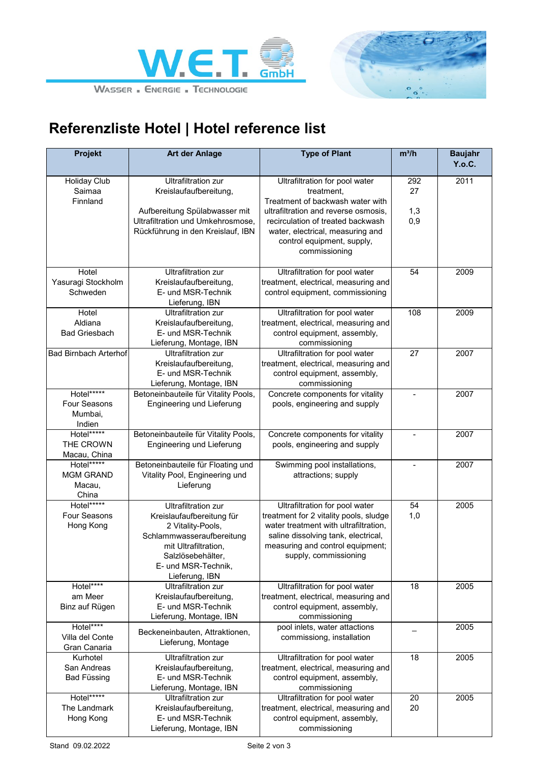W.E.T. GmbH

WASSER . ENERGIE . TECHNOLOGIE

# Referenzliste Hotel | Hotel reference list

| Projekt | Art der Anlage | Type of Plant | m³/h | Baujahr Y.o.C. |
|---|---|---|---|---|
| Holiday Club Saimaa Finnland | Ultrafiltration zur Kreislaufaufbereitung, Aufbereitung Spülabwasser mit Ultrafiltration und Umkehrosmose, Rückführung in den Kreislauf, IBN | Ultrafiltration for pool water treatment, Treatment of backwash water with ultrafiltration and reverse osmosis, recirculation of treated backwash water, electrical, measuring and control equipment, supply, commissioning | 292 27 1,3 0,9 | 2011 |
| Hotel Yasuragi Stockholm Schweden | Ultrafiltration zur Kreislaufaufbereitung, E- und MSR-Technik Lieferung, IBN | Ultrafiltration for pool water treatment, electrical, measuring and control equipment, commissioning | 54 | 2009 |
| Hotel Aldiana Bad Griesbach | Ultrafiltration zur Kreislaufaufbereitung, E- und MSR-Technik Lieferung, Montage, IBN | Ultrafiltration for pool water treatment, electrical, measuring and control equipment, assembly, commissioning | 108 | 2009 |
| Bad Birnbach Arterhof | Ultrafiltration zur Kreislaufaufbereitung, E- und MSR-Technik Lieferung, Montage, IBN | Ultrafiltration for pool water treatment, electrical, measuring and control equipment, assembly, commissioning | 27 | 2007 |
| Hotel***** Four Seasons Mumbai, Indien | Betoneinbauteile für Vitality Pools, Engineering und Lieferung | Concrete components for vitality pools, engineering and supply | - | 2007 |
| Hotel***** THE CROWN Macau, China | Betoneinbauteile für Vitality Pools, Engineering und Lieferung | Concrete components for vitality pools, engineering and supply | - | 2007 |
| Hotel***** MGM GRAND Macau, China | Betoneinbauteile für Floating und Vitality Pool, Engineering und Lieferung | Swimming pool installations, attractions; supply | - | 2007 |
| Hotel***** Four Seasons Hong Kong | Ultrafiltration zur Kreislaufaufbereitung für 2 Vitality-Pools, Schlammwasseraufbereitung mit Ultrafiltration, Salzlösebehälter, E- und MSR-Technik, Lieferung, IBN | Ultrafiltration for pool water treatment for 2 vitality pools, sludge water treatment with ultrafiltration, saline dissolving tank, electrical, measuring and control equipment; supply, commissioning | 54 1,0 | 2005 |
| Hotel**** am Meer Binz auf Rügen | Ultrafiltration zur Kreislaufaufbereitung, E- und MSR-Technik Lieferung, Montage, IBN | Ultrafiltration for pool water treatment, electrical, measuring and control equipment, assembly, commissioning | 18 | 2005 |
| Hotel**** Villa del Conte Gran Canaria | Beckeneinbauten, Attraktionen, Lieferung, Montage | pool inlets, water attactions commissioning, installation | – | 2005 |
| Kurhotel San Andreas Bad Füssing | Ultrafiltration zur Kreislaufaufbereitung, E- und MSR-Technik Lieferung, Montage, IBN | Ultrafiltration for pool water treatment, electrical, measuring and control equipment, assembly, commissioning | 18 | 2005 |
| Hotel***** The Landmark Hong Kong | Ultrafiltration zur Kreislaufaufbereitung, E- und MSR-Technik Lieferung, Montage, IBN | Ultrafiltration for pool water treatment, electrical, measuring and control equipment, assembly, commissioning | 20 20 | 2005 |

Stand 09.02.2022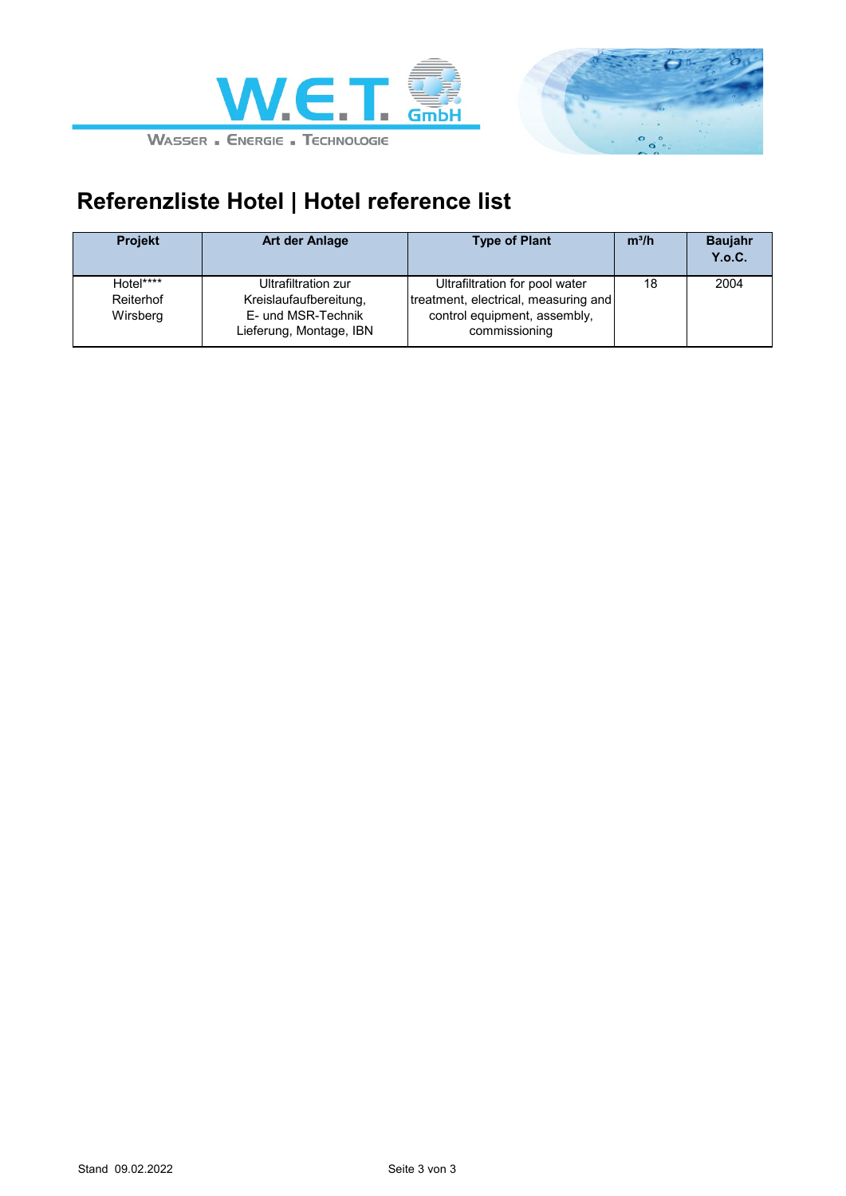# Referenzliste Hotel | Hotel reference list

| Projekt | Art der Anlage | Type of Plant | m³/h | Baujahr Y.o.C. |
|---|---|---|---|---|
| Hotel**** Reiterhof Wirsberg | Ultrafiltration zur Kreislaufaufbereitung, E- und MSR-Technik Lieferung, Montage, IBN | Ultrafiltration for pool water treatment, electrical, measuring and control equipment, assembly, commissioning | 18 | 2004 |

Stand 09.02.2022